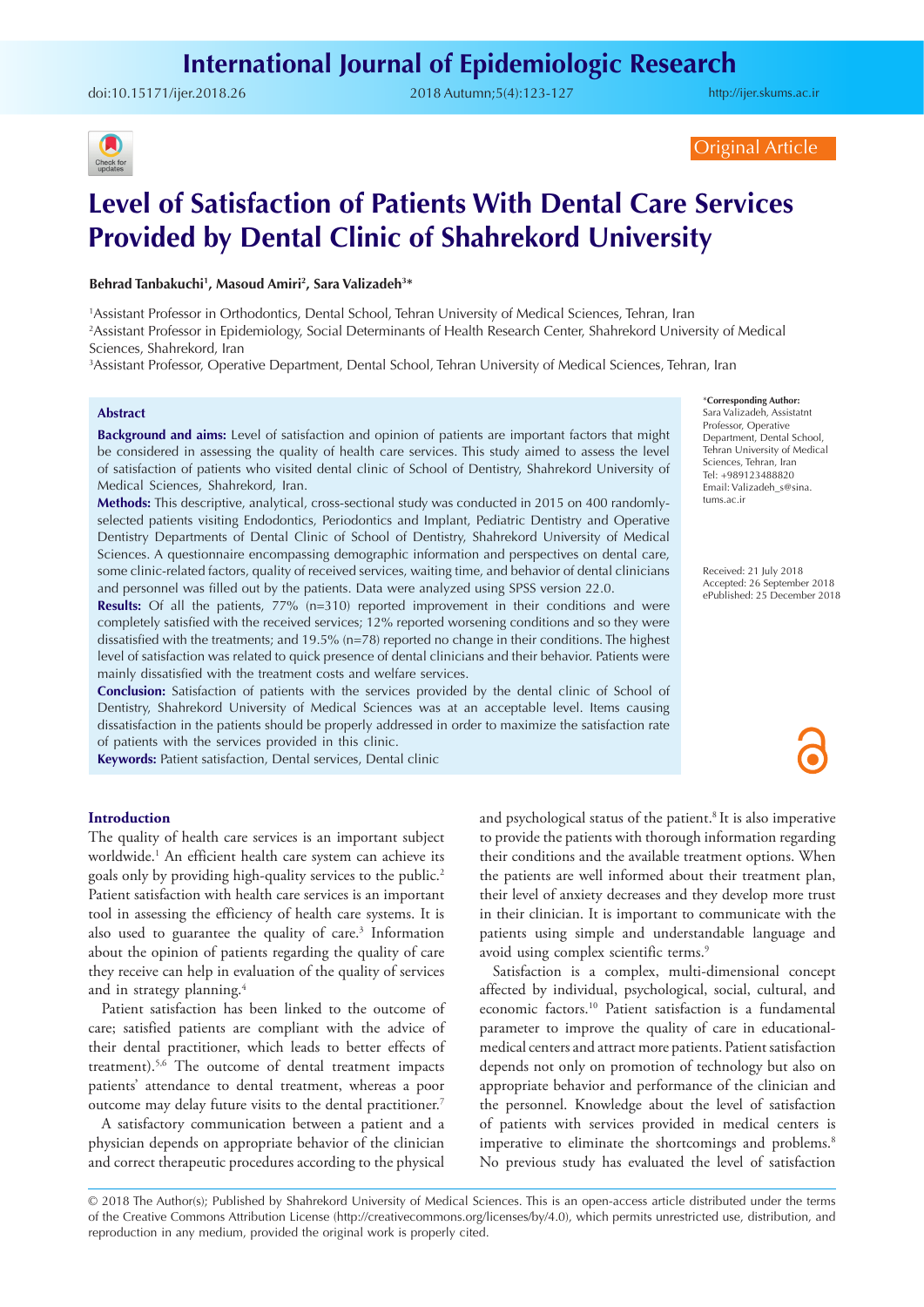Original Article

# Level of Satisfaction of Patients With Dental Care Services Provided by Dental Clinic of Shahrekord University

**Behrad Tanbakuchi[1], Masoud Amiri[2], Sara Valizadeh[3]***

[1]Assistant Professor in Orthodontics, Dental School, Tehran University of Medical Sciences, Tehran, Iran
[2]Assistant Professor in Epidemiology, Social Determinants of Health Research Center, Shahrekord University of Medical Sciences, Shahrekord, Iran
[3]Assistant Professor, Operative Department, Dental School, Tehran University of Medical Sciences, Tehran, Iran

*Corresponding Author: Sara Valizadeh, Assistatnt Professor, Operative Department, Dental School, Tehran University of Medical Sciences, Tehran, Iran
Tel: +989123488820
Email: Valizadeh_s@sina.tums.ac.ir

Received: 21 July 2018
Accepted: 26 September 2018
ePublished: 25 December 2018

## Abstract

**Background and aims:** Level of satisfaction and opinion of patients are important factors that might be considered in assessing the quality of health care services. This study aimed to assess the level of satisfaction of patients who visited dental clinic of School of Dentistry, Shahrekord University of Medical Sciences, Shahrekord, Iran.

**Methods:** This descriptive, analytical, cross-sectional study was conducted in 2015 on 400 randomly-selected patients visiting Endodontics, Periodontics and Implant, Pediatric Dentistry and Operative Dentistry Departments of Dental Clinic of School of Dentistry, Shahrekord University of Medical Sciences. A questionnaire encompassing demographic information and perspectives on dental care, some clinic-related factors, quality of received services, waiting time, and behavior of dental clinicians and personnel was filled out by the patients. Data were analyzed using SPSS version 22.0.

**Results:** Of all the patients, 77% (n=310) reported improvement in their conditions and were completely satisfied with the received services; 12% reported worsening conditions and so they were dissatisfied with the treatments; and 19.5% (n=78) reported no change in their conditions. The highest level of satisfaction was related to quick presence of dental clinicians and their behavior. Patients were mainly dissatisfied with the treatment costs and welfare services.

**Conclusion:** Satisfaction of patients with the services provided by the dental clinic of School of Dentistry, Shahrekord University of Medical Sciences was at an acceptable level. Items causing dissatisfaction in the patients should be properly addressed in order to maximize the satisfaction rate of patients with the services provided in this clinic.

**Keywords:** Patient satisfaction, Dental services, Dental clinic

## Introduction

The quality of health care services is an important subject worldwide.[1] An efficient health care system can achieve its goals only by providing high-quality services to the public.[2] Patient satisfaction with health care services is an important tool in assessing the efficiency of health care systems. It is also used to guarantee the quality of care.[3] Information about the opinion of patients regarding the quality of care they receive can help in evaluation of the quality of services and in strategy planning.[4]

Patient satisfaction has been linked to the outcome of care; satisfied patients are compliant with the advice of their dental practitioner, which leads to better effects of treatment).[5,6] The outcome of dental treatment impacts patients' attendance to dental treatment, whereas a poor outcome may delay future visits to the dental practitioner.[7]

A satisfactory communication between a patient and a physician depends on appropriate behavior of the clinician and correct therapeutic procedures according to the physical and psychological status of the patient.[8] It is also imperative to provide the patients with thorough information regarding their conditions and the available treatment options. When the patients are well informed about their treatment plan, their level of anxiety decreases and they develop more trust in their clinician. It is important to communicate with the patients using simple and understandable language and avoid using complex scientific terms.[9]

Satisfaction is a complex, multi-dimensional concept affected by individual, psychological, social, cultural, and economic factors.[10] Patient satisfaction is a fundamental parameter to improve the quality of care in educational-medical centers and attract more patients. Patient satisfaction depends not only on promotion of technology but also on appropriate behavior and performance of the clinician and the personnel. Knowledge about the level of satisfaction of patients with services provided in medical centers is imperative to eliminate the shortcomings and problems.[8] No previous study has evaluated the level of satisfaction

© 2018 The Author(s); Published by Shahrekord University of Medical Sciences. This is an open-access article distributed under the terms of the Creative Commons Attribution License (http://creativecommons.org/licenses/by/4.0), which permits unrestricted use, distribution, and reproduction in any medium, provided the original work is properly cited.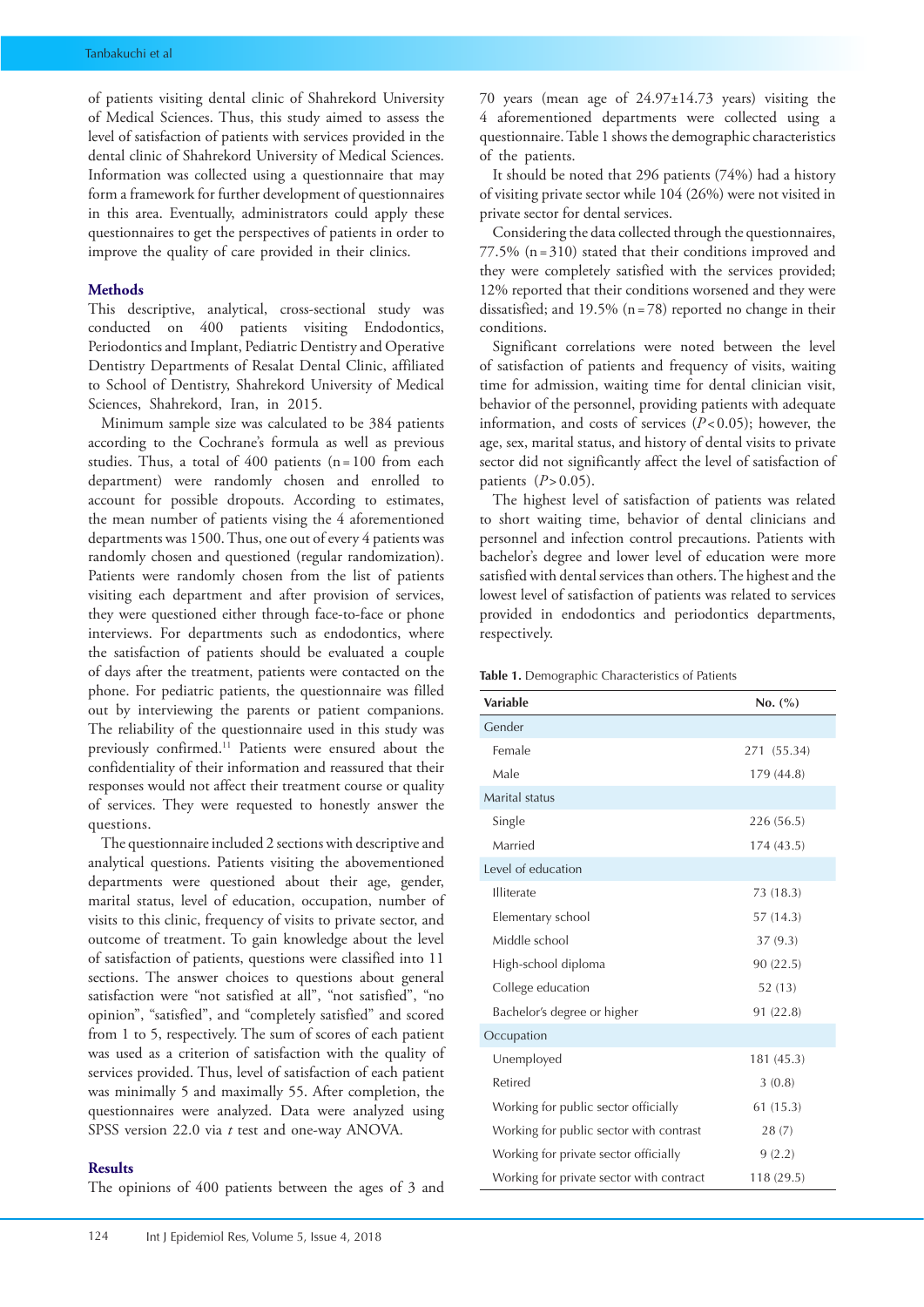of patients visiting dental clinic of Shahrekord University of Medical Sciences. Thus, this study aimed to assess the level of satisfaction of patients with services provided in the dental clinic of Shahrekord University of Medical Sciences. Information was collected using a questionnaire that may form a framework for further development of questionnaires in this area. Eventually, administrators could apply these questionnaires to get the perspectives of patients in order to improve the quality of care provided in their clinics.

## Methods

This descriptive, analytical, cross-sectional study was conducted on 400 patients visiting Endodontics, Periodontics and Implant, Pediatric Dentistry and Operative Dentistry Departments of Resalat Dental Clinic, affiliated to School of Dentistry, Shahrekord University of Medical Sciences, Shahrekord, Iran, in 2015.

Minimum sample size was calculated to be 384 patients according to the Cochrane's formula as well as previous studies. Thus, a total of 400 patients (n = 100 from each department) were randomly chosen and enrolled to account for possible dropouts. According to estimates, the mean number of patients vising the 4 aforementioned departments was 1500. Thus, one out of every 4 patients was randomly chosen and questioned (regular randomization). Patients were randomly chosen from the list of patients visiting each department and after provision of services, they were questioned either through face-to-face or phone interviews. For departments such as endodontics, where the satisfaction of patients should be evaluated a couple of days after the treatment, patients were contacted on the phone. For pediatric patients, the questionnaire was filled out by interviewing the parents or patient companions. The reliability of the questionnaire used in this study was previously confirmed.[11] Patients were ensured about the confidentiality of their information and reassured that their responses would not affect their treatment course or quality of services. They were requested to honestly answer the questions.

The questionnaire included 2 sections with descriptive and analytical questions. Patients visiting the abovementioned departments were questioned about their age, gender, marital status, level of education, occupation, number of visits to this clinic, frequency of visits to private sector, and outcome of treatment. To gain knowledge about the level of satisfaction of patients, questions were classified into 11 sections. The answer choices to questions about general satisfaction were "not satisfied at all", "not satisfied", "no opinion", "satisfied", and "completely satisfied" and scored from 1 to 5, respectively. The sum of scores of each patient was used as a criterion of satisfaction with the quality of services provided. Thus, level of satisfaction of each patient was minimally 5 and maximally 55. After completion, the questionnaires were analyzed. Data were analyzed using SPSS version 22.0 via *t* test and one-way ANOVA.

## Results

The opinions of 400 patients between the ages of 3 and 70 years (mean age of 24.97±14.73 years) visiting the 4 aforementioned departments were collected using a questionnaire. Table 1 shows the demographic characteristics of the patients.

It should be noted that 296 patients (74%) had a history of visiting private sector while 104 (26%) were not visited in private sector for dental services.

Considering the data collected through the questionnaires, 77.5% (n = 310) stated that their conditions improved and they were completely satisfied with the services provided; 12% reported that their conditions worsened and they were dissatisfied; and 19.5% (n = 78) reported no change in their conditions.

Significant correlations were noted between the level of satisfaction of patients and frequency of visits, waiting time for admission, waiting time for dental clinician visit, behavior of the personnel, providing patients with adequate information, and costs of services ($P < 0.05$); however, the age, sex, marital status, and history of dental visits to private sector did not significantly affect the level of satisfaction of patients ($P > 0.05$).

The highest level of satisfaction of patients was related to short waiting time, behavior of dental clinicians and personnel and infection control precautions. Patients with bachelor's degree and lower level of education were more satisfied with dental services than others. The highest and the lowest level of satisfaction of patients was related to services provided in endodontics and periodontics departments, respectively.

**Table 1.** Demographic Characteristics of Patients

| Variable | No. (%) |
|---|---|
| Gender | |
| Female | 271 (55.34) |
| Male | 179 (44.8) |
| Marital status | |
| Single | 226 (56.5) |
| Married | 174 (43.5) |
| Level of education | |
| Illiterate | 73 (18.3) |
| Elementary school | 57 (14.3) |
| Middle school | 37 (9.3) |
| High-school diploma | 90 (22.5) |
| College education | 52 (13) |
| Bachelor's degree or higher | 91 (22.8) |
| Occupation | |
| Unemployed | 181 (45.3) |
| Retired | 3 (0.8) |
| Working for public sector officially | 61 (15.3) |
| Working for public sector with contrast | 28 (7) |
| Working for private sector officially | 9 (2.2) |
| Working for private sector with contract | 118 (29.5) |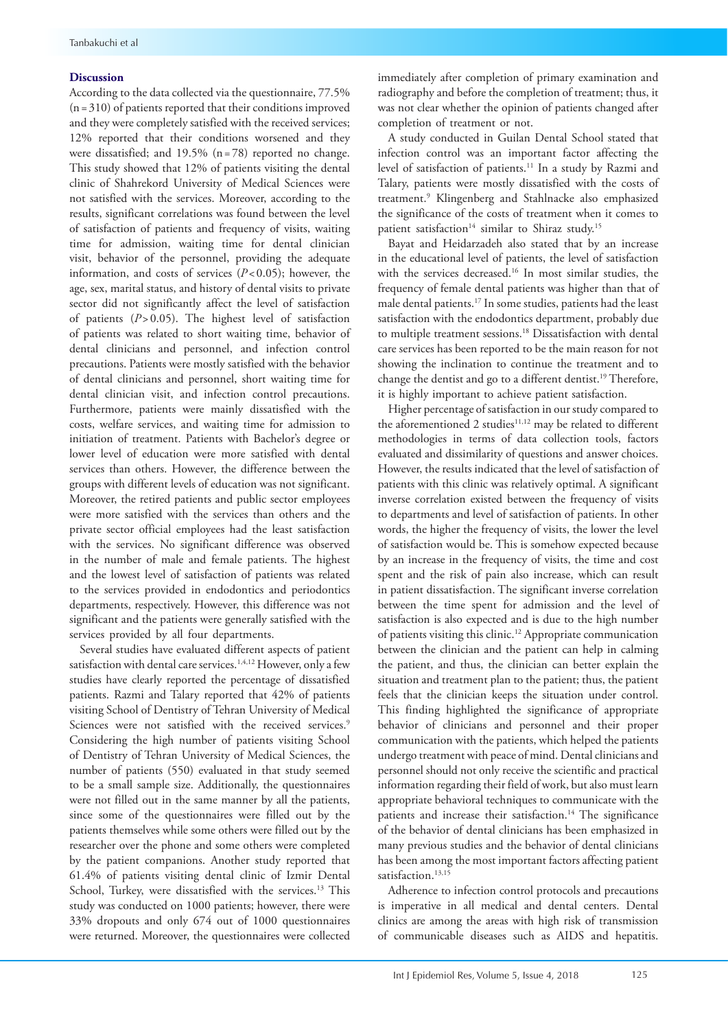### Discussion

According to the data collected via the questionnaire, 77.5% (n = 310) of patients reported that their conditions improved and they were completely satisfied with the received services; 12% reported that their conditions worsened and they were dissatisfied; and 19.5% (n = 78) reported no change. This study showed that 12% of patients visiting the dental clinic of Shahrekord University of Medical Sciences were not satisfied with the services. Moreover, according to the results, significant correlations was found between the level of satisfaction of patients and frequency of visits, waiting time for admission, waiting time for dental clinician visit, behavior of the personnel, providing the adequate information, and costs of services ($P < 0.05$); however, the age, sex, marital status, and history of dental visits to private sector did not significantly affect the level of satisfaction of patients ($P > 0.05$). The highest level of satisfaction of patients was related to short waiting time, behavior of dental clinicians and personnel, and infection control precautions. Patients were mostly satisfied with the behavior of dental clinicians and personnel, short waiting time for dental clinician visit, and infection control precautions. Furthermore, patients were mainly dissatisfied with the costs, welfare services, and waiting time for admission to initiation of treatment. Patients with Bachelor's degree or lower level of education were more satisfied with dental services than others. However, the difference between the groups with different levels of education was not significant. Moreover, the retired patients and public sector employees were more satisfied with the services than others and the private sector official employees had the least satisfaction with the services. No significant difference was observed in the number of male and female patients. The highest and the lowest level of satisfaction of patients was related to the services provided in endodontics and periodontics departments, respectively. However, this difference was not significant and the patients were generally satisfied with the services provided by all four departments.

Several studies have evaluated different aspects of patient satisfaction with dental care services.[1,4,12] However, only a few studies have clearly reported the percentage of dissatisfied patients. Razmi and Talary reported that 42% of patients visiting School of Dentistry of Tehran University of Medical Sciences were not satisfied with the received services.[9] Considering the high number of patients visiting School of Dentistry of Tehran University of Medical Sciences, the number of patients (550) evaluated in that study seemed to be a small sample size. Additionally, the questionnaires were not filled out in the same manner by all the patients, since some of the questionnaires were filled out by the patients themselves while some others were filled out by the researcher over the phone and some others were completed by the patient companions. Another study reported that 61.4% of patients visiting dental clinic of Izmir Dental School, Turkey, were dissatisfied with the services.[13] This study was conducted on 1000 patients; however, there were 33% dropouts and only 674 out of 1000 questionnaires were returned. Moreover, the questionnaires were collected immediately after completion of primary examination and radiography and before the completion of treatment; thus, it was not clear whether the opinion of patients changed after completion of treatment or not.

A study conducted in Guilan Dental School stated that infection control was an important factor affecting the level of satisfaction of patients.[11] In a study by Razmi and Talary, patients were mostly dissatisfied with the costs of treatment.[9] Klingenberg and Stahlnacke also emphasized the significance of the costs of treatment when it comes to patient satisfaction[14] similar to Shiraz study.[15]

Bayat and Heidarzadeh also stated that by an increase in the educational level of patients, the level of satisfaction with the services decreased.[16] In most similar studies, the frequency of female dental patients was higher than that of male dental patients.[17] In some studies, patients had the least satisfaction with the endodontics department, probably due to multiple treatment sessions.[18] Dissatisfaction with dental care services has been reported to be the main reason for not showing the inclination to continue the treatment and to change the dentist and go to a different dentist.[19] Therefore, it is highly important to achieve patient satisfaction.

Higher percentage of satisfaction in our study compared to the aforementioned 2 studies[11,12] may be related to different methodologies in terms of data collection tools, factors evaluated and dissimilarity of questions and answer choices. However, the results indicated that the level of satisfaction of patients with this clinic was relatively optimal. A significant inverse correlation existed between the frequency of visits to departments and level of satisfaction of patients. In other words, the higher the frequency of visits, the lower the level of satisfaction would be. This is somehow expected because by an increase in the frequency of visits, the time and cost spent and the risk of pain also increase, which can result in patient dissatisfaction. The significant inverse correlation between the time spent for admission and the level of satisfaction is also expected and is due to the high number of patients visiting this clinic.[12] Appropriate communication between the clinician and the patient can help in calming the patient, and thus, the clinician can better explain the situation and treatment plan to the patient; thus, the patient feels that the clinician keeps the situation under control. This finding highlighted the significance of appropriate behavior of clinicians and personnel and their proper communication with the patients, which helped the patients undergo treatment with peace of mind. Dental clinicians and personnel should not only receive the scientific and practical information regarding their field of work, but also must learn appropriate behavioral techniques to communicate with the patients and increase their satisfaction.[14] The significance of the behavior of dental clinicians has been emphasized in many previous studies and the behavior of dental clinicians has been among the most important factors affecting patient satisfaction.[13,15]

Adherence to infection control protocols and precautions is imperative in all medical and dental centers. Dental clinics are among the areas with high risk of transmission of communicable diseases such as AIDS and hepatitis.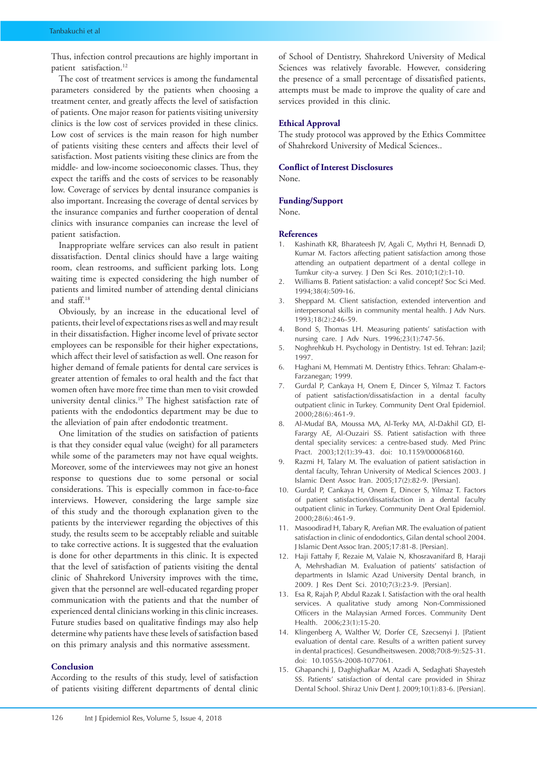Thus, infection control precautions are highly important in patient satisfaction.[12]

The cost of treatment services is among the fundamental parameters considered by the patients when choosing a treatment center, and greatly affects the level of satisfaction of patients. One major reason for patients visiting university clinics is the low cost of services provided in these clinics. Low cost of services is the main reason for high number of patients visiting these centers and affects their level of satisfaction. Most patients visiting these clinics are from the middle- and low-income socioeconomic classes. Thus, they expect the tariffs and the costs of services to be reasonably low. Coverage of services by dental insurance companies is also important. Increasing the coverage of dental services by the insurance companies and further cooperation of dental clinics with insurance companies can increase the level of patient satisfaction.

Inappropriate welfare services can also result in patient dissatisfaction. Dental clinics should have a large waiting room, clean restrooms, and sufficient parking lots. Long waiting time is expected considering the high number of patients and limited number of attending dental clinicians and staff.[18]

Obviously, by an increase in the educational level of patients, their level of expectations rises as well and may result in their dissatisfaction. Higher income level of private sector employees can be responsible for their higher expectations, which affect their level of satisfaction as well. One reason for higher demand of female patients for dental care services is greater attention of females to oral health and the fact that women often have more free time than men to visit crowded university dental clinics.[19] The highest satisfaction rate of patients with the endodontics department may be due to the alleviation of pain after endodontic treatment.

One limitation of the studies on satisfaction of patients is that they consider equal value (weight) for all parameters while some of the parameters may not have equal weights. Moreover, some of the interviewees may not give an honest response to questions due to some personal or social considerations. This is especially common in face-to-face interviews. However, considering the large sample size of this study and the thorough explanation given to the patients by the interviewer regarding the objectives of this study, the results seem to be acceptably reliable and suitable to take corrective actions. It is suggested that the evaluation is done for other departments in this clinic. It is expected that the level of satisfaction of patients visiting the dental clinic of Shahrekord University improves with the time, given that the personnel are well-educated regarding proper communication with the patients and that the number of experienced dental clinicians working in this clinic increases. Future studies based on qualitative findings may also help determine why patients have these levels of satisfaction based on this primary analysis and this normative assessment.

## Conclusion

According to the results of this study, level of satisfaction of patients visiting different departments of dental clinic of School of Dentistry, Shahrekord University of Medical Sciences was relatively favorable. However, considering the presence of a small percentage of dissatisfied patients, attempts must be made to improve the quality of care and services provided in this clinic.

## Ethical Approval

The study protocol was approved by the Ethics Committee of Shahrekord University of Medical Sciences..

## Conflict of Interest Disclosures

None.

## Funding/Support

None.

## References

1. Kashinath KR, Bharateesh JV, Agali C, Mythri H, Bennadi D, Kumar M. Factors affecting patient satisfaction among those attending an outpatient department of a dental college in Tumkur city-a survey. J Den Sci Res. 2010;1(2):1-10.
2. Williams B. Patient satisfaction: a valid concept? Soc Sci Med. 1994;38(4):509-16.
3. Sheppard M. Client satisfaction, extended intervention and interpersonal skills in community mental health. J Adv Nurs. 1993;18(2):246-59.
4. Bond S, Thomas LH. Measuring patients' satisfaction with nursing care. J Adv Nurs. 1996;23(1):747-56.
5. Noghrehkub H. Psychology in Dentistry. 1st ed. Tehran: Jazil; 1997.
6. Haghani M, Hemmati M. Dentistry Ethics. Tehran: Ghalam-e-Farzanegan; 1999.
7. Gurdal P, Cankaya H, Onem E, Dincer S, Yilmaz T. Factors of patient satisfaction/dissatisfaction in a dental faculty outpatient clinic in Turkey. Community Dent Oral Epidemiol. 2000;28(6):461-9.
8. Al-Mudaf BA, Moussa MA, Al-Terky MA, Al-Dakhil GD, El-Farargy AE, Al-Ouzairi SS. Patient satisfaction with three dental speciality services: a centre-based study. Med Princ Pract. 2003;12(1):39-43. doi: 10.1159/000068160.
9. Razmi H, Talary M. The evaluation of patient satisfaction in dental faculty, Tehran University of Medical Sciences 2003. J Islamic Dent Assoc Iran. 2005;17(2):82-9. [Persian].
10. Gurdal P, Cankaya H, Onem E, Dincer S, Yilmaz T. Factors of patient satisfaction/dissatisfaction in a dental faculty outpatient clinic in Turkey. Community Dent Oral Epidemiol. 2000;28(6):461-9.
11. Masoodirad H, Tabary R, Arefian MR. The evaluation of patient satisfaction in clinic of endodontics, Gilan dental school 2004. J Islamic Dent Assoc Iran. 2005;17:81-8. [Persian].
12. Haji Fattahy F, Rezaie M, Valaie N, Khosravanifard B, Haraji A, Mehrshadian M. Evaluation of patients' satisfaction of departments in Islamic Azad University Dental branch, in 2009. J Res Dent Sci. 2010;7(3):23-9. [Persian].
13. Esa R, Rajah P, Abdul Razak I. Satisfaction with the oral health services. A qualitative study among Non-Commissioned Officers in the Malaysian Armed Forces. Community Dent Health. 2006;23(1):15-20.
14. Klingenberg A, Walther W, Dorfer CE, Szecsenyi J. [Patient evaluation of dental care. Results of a written patient survey in dental practices]. Gesundheitswesen. 2008;70(8-9):525-31. doi: 10.1055/s-2008-1077061.
15. Ghapanchi J, Daghighafkar M, Azadi A, Sedaghati Shayesteh SS. Patients' satisfaction of dental care provided in Shiraz Dental School. Shiraz Univ Dent J. 2009;10(1):83-6. [Persian].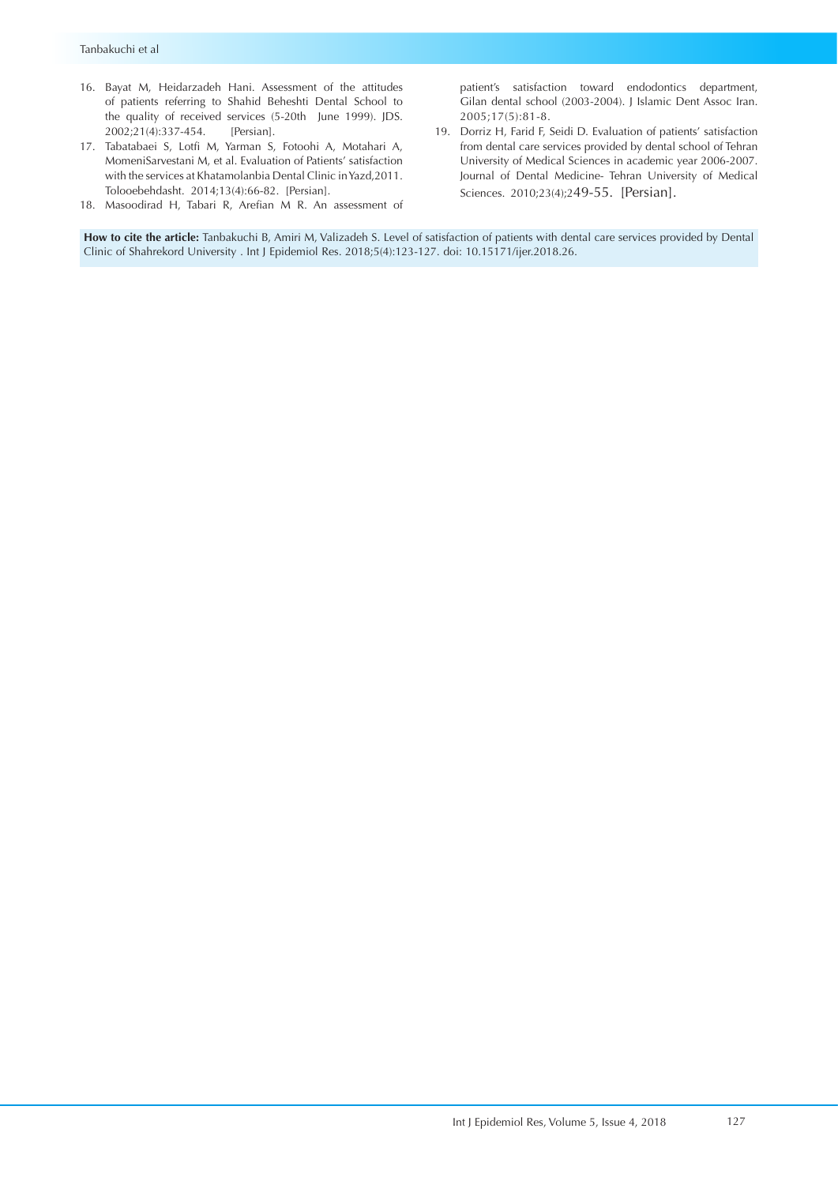16. Bayat M, Heidarzadeh Hani. Assessment of the attitudes of patients referring to Shahid Beheshti Dental School to the quality of received services (5-20th June 1999). JDS. 2002;21(4):337-454. [Persian].
17. Tabatabaei S, Lotfi M, Yarman S, Fotoohi A, Motahari A, MomeniSarvestani M, et al. Evaluation of Patients' satisfaction with the services at Khatamolanbia Dental Clinic in Yazd,2011. Tolooebehdasht. 2014;13(4):66-82. [Persian].
18. Masoodirad H, Tabari R, Arefian M R. An assessment of patient's satisfaction toward endodontics department, Gilan dental school (2003-2004). J Islamic Dent Assoc Iran. 2005;17(5):81-8.
19. Dorriz H, Farid F, Seidi D. Evaluation of patients' satisfaction from dental care services provided by dental school of Tehran University of Medical Sciences in academic year 2006-2007. Journal of Dental Medicine- Tehran University of Medical Sciences. 2010;23(4);249-55. [Persian].

**How to cite the article:** Tanbakuchi B, Amiri M, Valizadeh S. Level of satisfaction of patients with dental care services provided by Dental Clinic of Shahrekord University . Int J Epidemiol Res. 2018;5(4):123-127. doi: 10.15171/ijer.2018.26.